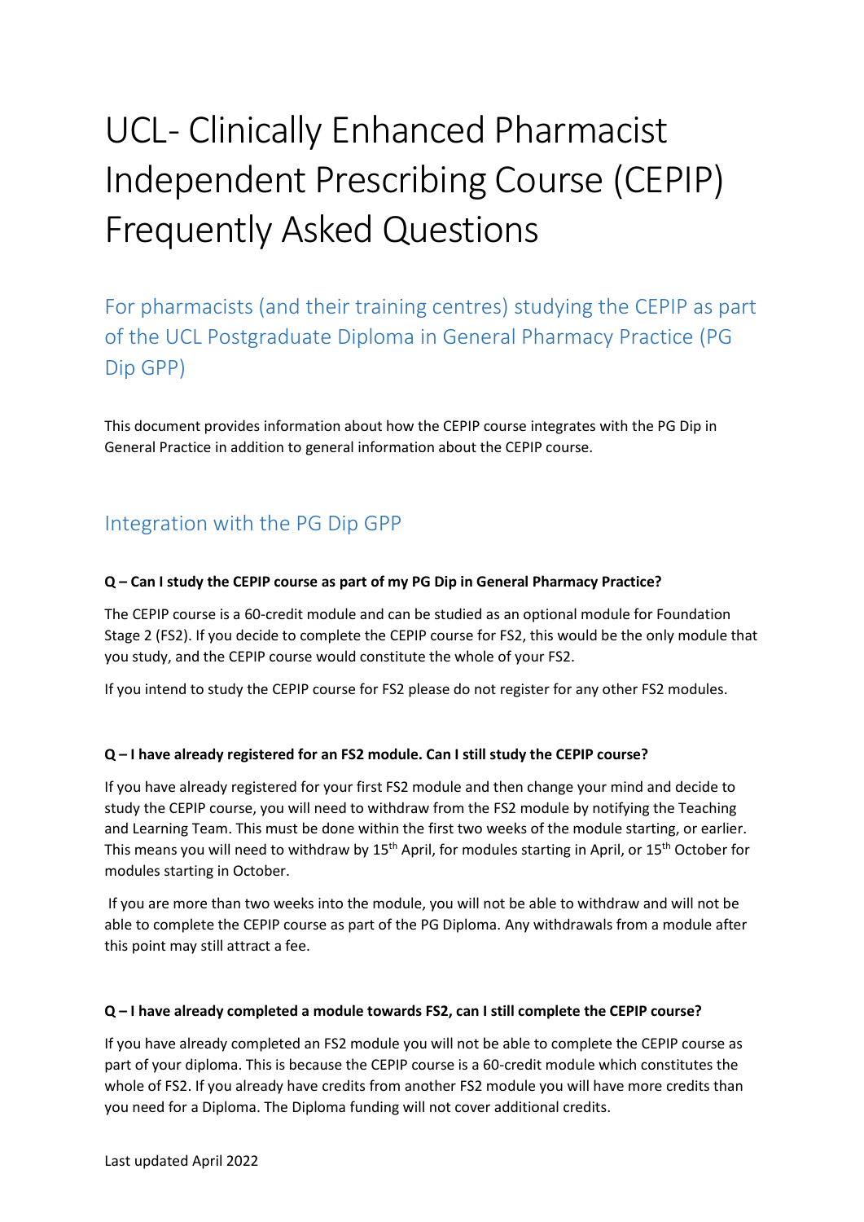# UCL- Clinically Enhanced Pharmacist Independent Prescribing Course (CEPIP) Frequently Asked Questions

## For pharmacists (and their training centres) studying the CEPIP as part of the UCL Postgraduate Diploma in General Pharmacy Practice (PG Dip GPP)

This document provides information about how the CEPIP course integrates with the PG Dip in General Practice in addition to general information about the CEPIP course.

## Integration with the PG Dip GPP

**Q – Can I study the CEPIP course as part of my PG Dip in General Pharmacy Practice?**

The CEPIP course is a 60-credit module and can be studied as an optional module for Foundation Stage 2 (FS2). If you decide to complete the CEPIP course for FS2, this would be the only module that you study, and the CEPIP course would constitute the whole of your FS2.

If you intend to study the CEPIP course for FS2 please do not register for any other FS2 modules.

**Q – I have already registered for an FS2 module. Can I still study the CEPIP course?**

If you have already registered for your first FS2 module and then change your mind and decide to study the CEPIP course, you will need to withdraw from the FS2 module by notifying the Teaching and Learning Team. This must be done within the first two weeks of the module starting, or earlier. This means you will need to withdraw by 15th April, for modules starting in April, or 15th October for modules starting in October.

If you are more than two weeks into the module, you will not be able to withdraw and will not be able to complete the CEPIP course as part of the PG Diploma. Any withdrawals from a module after this point may still attract a fee.

**Q – I have already completed a module towards FS2, can I still complete the CEPIP course?**

If you have already completed an FS2 module you will not be able to complete the CEPIP course as part of your diploma. This is because the CEPIP course is a 60-credit module which constitutes the whole of FS2. If you already have credits from another FS2 module you will have more credits than you need for a Diploma. The Diploma funding will not cover additional credits.

Last updated April 2022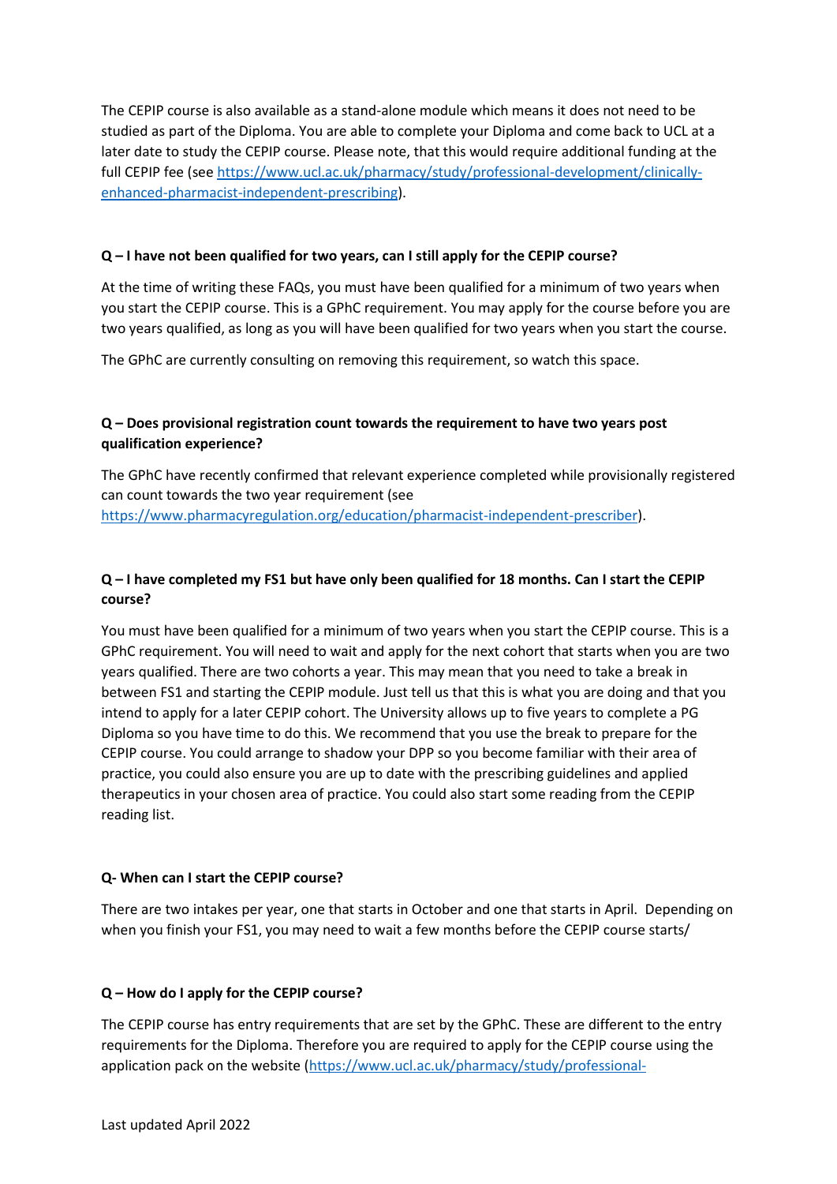The CEPIP course is also available as a stand-alone module which means it does not need to be studied as part of the Diploma. You are able to complete your Diploma and come back to UCL at a later date to study the CEPIP course. Please note, that this would require additional funding at the full CEPIP fee (see https://www.ucl.ac.uk/pharmacy/study/professional-development/clinically-enhanced-pharmacist-independent-prescribing).

**Q – I have not been qualified for two years, can I still apply for the CEPIP course?**

At the time of writing these FAQs, you must have been qualified for a minimum of two years when you start the CEPIP course. This is a GPhC requirement. You may apply for the course before you are two years qualified, as long as you will have been qualified for two years when you start the course.

The GPhC are currently consulting on removing this requirement, so watch this space.

**Q – Does provisional registration count towards the requirement to have two years post qualification experience?**

The GPhC have recently confirmed that relevant experience completed while provisionally registered can count towards the two year requirement (see https://www.pharmacyregulation.org/education/pharmacist-independent-prescriber).

**Q – I have completed my FS1 but have only been qualified for 18 months. Can I start the CEPIP course?**

You must have been qualified for a minimum of two years when you start the CEPIP course. This is a GPhC requirement. You will need to wait and apply for the next cohort that starts when you are two years qualified. There are two cohorts a year. This may mean that you need to take a break in between FS1 and starting the CEPIP module. Just tell us that this is what you are doing and that you intend to apply for a later CEPIP cohort. The University allows up to five years to complete a PG Diploma so you have time to do this. We recommend that you use the break to prepare for the CEPIP course. You could arrange to shadow your DPP so you become familiar with their area of practice, you could also ensure you are up to date with the prescribing guidelines and applied therapeutics in your chosen area of practice. You could also start some reading from the CEPIP reading list.

**Q- When can I start the CEPIP course?**

There are two intakes per year, one that starts in October and one that starts in April. Depending on when you finish your FS1, you may need to wait a few months before the CEPIP course starts/

**Q – How do I apply for the CEPIP course?**

The CEPIP course has entry requirements that are set by the GPhC. These are different to the entry requirements for the Diploma. Therefore you are required to apply for the CEPIP course using the application pack on the website (https://www.ucl.ac.uk/pharmacy/study/professional-

Last updated April 2022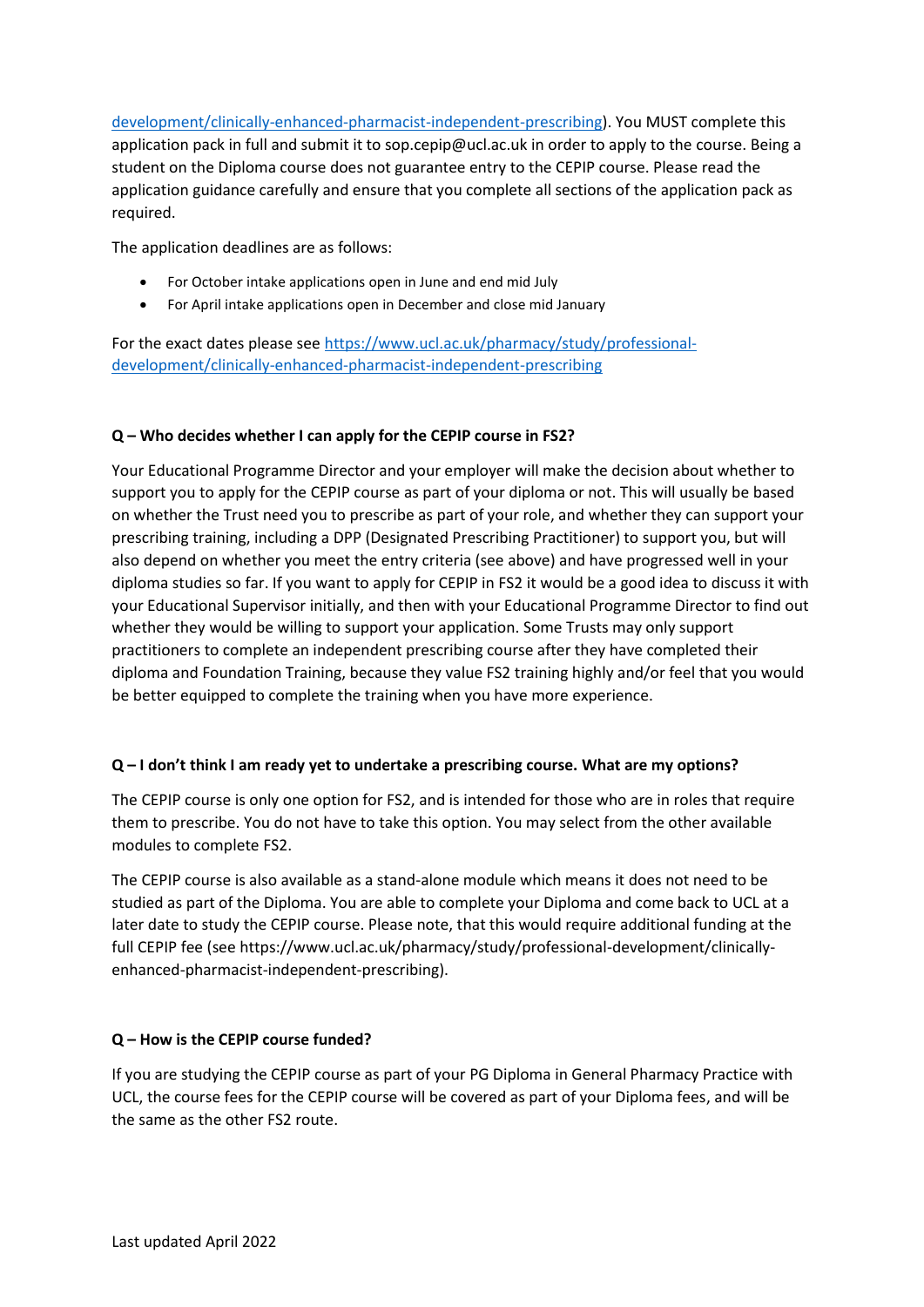development/clinically-enhanced-pharmacist-independent-prescribing). You MUST complete this application pack in full and submit it to sop.cepip@ucl.ac.uk in order to apply to the course. Being a student on the Diploma course does not guarantee entry to the CEPIP course. Please read the application guidance carefully and ensure that you complete all sections of the application pack as required.

The application deadlines are as follows:

- For October intake applications open in June and end mid July
- For April intake applications open in December and close mid January

For the exact dates please see https://www.ucl.ac.uk/pharmacy/study/professional-development/clinically-enhanced-pharmacist-independent-prescribing

**Q – Who decides whether I can apply for the CEPIP course in FS2?**

Your Educational Programme Director and your employer will make the decision about whether to support you to apply for the CEPIP course as part of your diploma or not. This will usually be based on whether the Trust need you to prescribe as part of your role, and whether they can support your prescribing training, including a DPP (Designated Prescribing Practitioner) to support you, but will also depend on whether you meet the entry criteria (see above) and have progressed well in your diploma studies so far. If you want to apply for CEPIP in FS2 it would be a good idea to discuss it with your Educational Supervisor initially, and then with your Educational Programme Director to find out whether they would be willing to support your application. Some Trusts may only support practitioners to complete an independent prescribing course after they have completed their diploma and Foundation Training, because they value FS2 training highly and/or feel that you would be better equipped to complete the training when you have more experience.

**Q – I don't think I am ready yet to undertake a prescribing course. What are my options?**

The CEPIP course is only one option for FS2, and is intended for those who are in roles that require them to prescribe. You do not have to take this option. You may select from the other available modules to complete FS2.

The CEPIP course is also available as a stand-alone module which means it does not need to be studied as part of the Diploma. You are able to complete your Diploma and come back to UCL at a later date to study the CEPIP course. Please note, that this would require additional funding at the full CEPIP fee (see https://www.ucl.ac.uk/pharmacy/study/professional-development/clinically-enhanced-pharmacist-independent-prescribing).

**Q – How is the CEPIP course funded?**

If you are studying the CEPIP course as part of your PG Diploma in General Pharmacy Practice with UCL, the course fees for the CEPIP course will be covered as part of your Diploma fees, and will be the same as the other FS2 route.

Last updated April 2022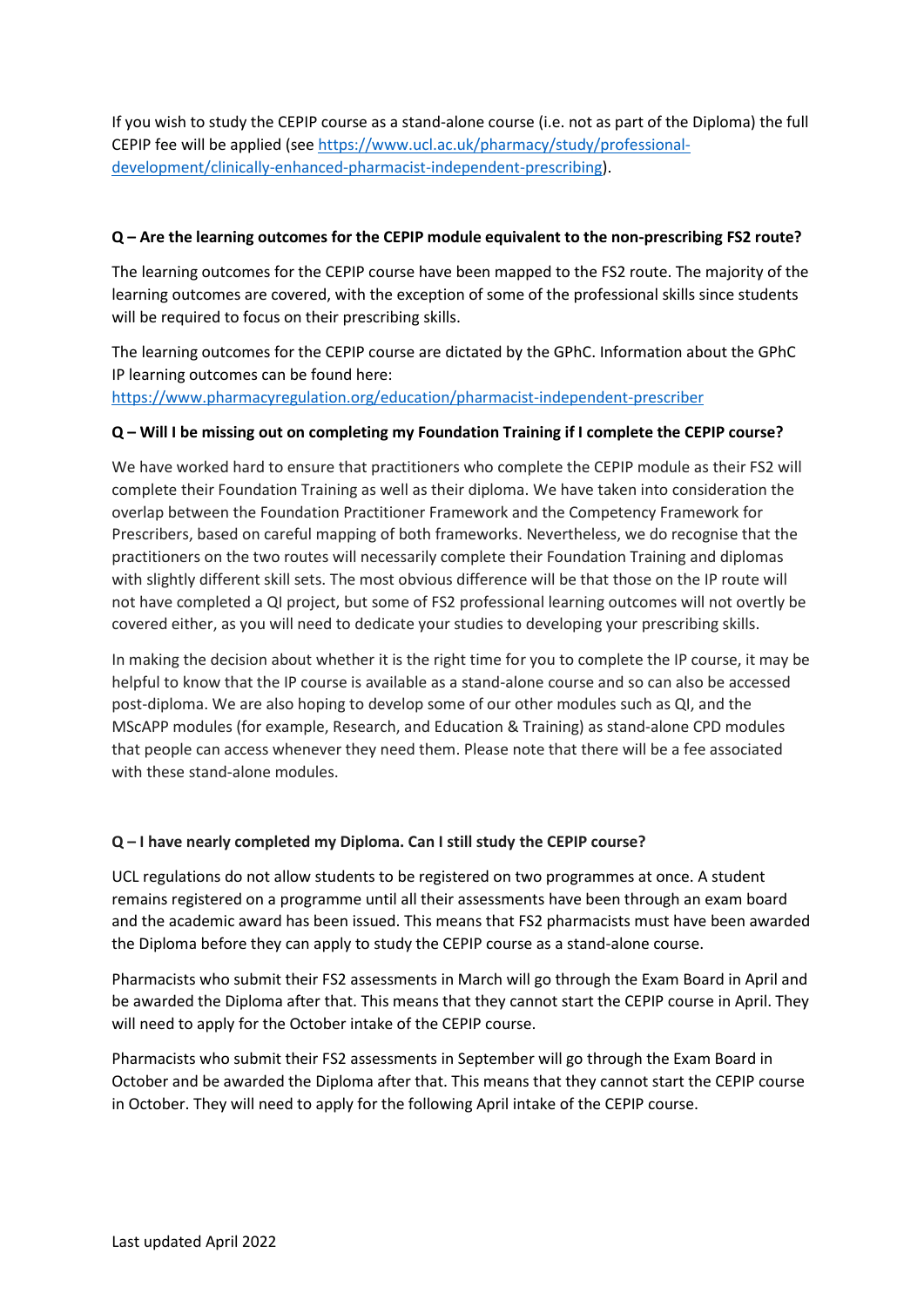If you wish to study the CEPIP course as a stand-alone course (i.e. not as part of the Diploma) the full CEPIP fee will be applied (see [https://www.ucl.ac.uk/pharmacy/study/professional-development/clinically-enhanced-pharmacist-independent-prescribing](https://www.ucl.ac.uk/pharmacy/study/professional-development/clinically-enhanced-pharmacist-independent-prescribing)).

**Q – Are the learning outcomes for the CEPIP module equivalent to the non-prescribing FS2 route?**

The learning outcomes for the CEPIP course have been mapped to the FS2 route. The majority of the learning outcomes are covered, with the exception of some of the professional skills since students will be required to focus on their prescribing skills.

The learning outcomes for the CEPIP course are dictated by the GPhC. Information about the GPhC IP learning outcomes can be found here: [https://www.pharmacyregulation.org/education/pharmacist-independent-prescriber](https://www.pharmacyregulation.org/education/pharmacist-independent-prescriber)

**Q – Will I be missing out on completing my Foundation Training if I complete the CEPIP course?**

We have worked hard to ensure that practitioners who complete the CEPIP module as their FS2 will complete their Foundation Training as well as their diploma. We have taken into consideration the overlap between the Foundation Practitioner Framework and the Competency Framework for Prescribers, based on careful mapping of both frameworks. Nevertheless, we do recognise that the practitioners on the two routes will necessarily complete their Foundation Training and diplomas with slightly different skill sets. The most obvious difference will be that those on the IP route will not have completed a QI project, but some of FS2 professional learning outcomes will not overtly be covered either, as you will need to dedicate your studies to developing your prescribing skills.

In making the decision about whether it is the right time for you to complete the IP course, it may be helpful to know that the IP course is available as a stand-alone course and so can also be accessed post-diploma. We are also hoping to develop some of our other modules such as QI, and the MScAPP modules (for example, Research, and Education & Training) as stand-alone CPD modules that people can access whenever they need them. Please note that there will be a fee associated with these stand-alone modules.

**Q – I have nearly completed my Diploma. Can I still study the CEPIP course?**

UCL regulations do not allow students to be registered on two programmes at once. A student remains registered on a programme until all their assessments have been through an exam board and the academic award has been issued. This means that FS2 pharmacists must have been awarded the Diploma before they can apply to study the CEPIP course as a stand-alone course.

Pharmacists who submit their FS2 assessments in March will go through the Exam Board in April and be awarded the Diploma after that. This means that they cannot start the CEPIP course in April. They will need to apply for the October intake of the CEPIP course.

Pharmacists who submit their FS2 assessments in September will go through the Exam Board in October and be awarded the Diploma after that. This means that they cannot start the CEPIP course in October. They will need to apply for the following April intake of the CEPIP course.

Last updated April 2022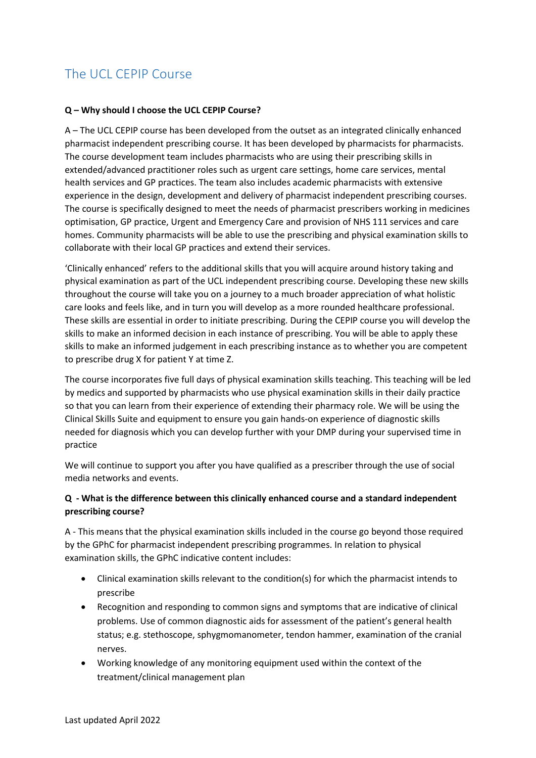# The UCL CEPIP Course

**Q – Why should I choose the UCL CEPIP Course?**

A – The UCL CEPIP course has been developed from the outset as an integrated clinically enhanced pharmacist independent prescribing course. It has been developed by pharmacists for pharmacists. The course development team includes pharmacists who are using their prescribing skills in extended/advanced practitioner roles such as urgent care settings, home care services, mental health services and GP practices. The team also includes academic pharmacists with extensive experience in the design, development and delivery of pharmacist independent prescribing courses. The course is specifically designed to meet the needs of pharmacist prescribers working in medicines optimisation, GP practice, Urgent and Emergency Care and provision of NHS 111 services and care homes. Community pharmacists will be able to use the prescribing and physical examination skills to collaborate with their local GP practices and extend their services.

'Clinically enhanced' refers to the additional skills that you will acquire around history taking and physical examination as part of the UCL independent prescribing course. Developing these new skills throughout the course will take you on a journey to a much broader appreciation of what holistic care looks and feels like, and in turn you will develop as a more rounded healthcare professional. These skills are essential in order to initiate prescribing. During the CEPIP course you will develop the skills to make an informed decision in each instance of prescribing. You will be able to apply these skills to make an informed judgement in each prescribing instance as to whether you are competent to prescribe drug X for patient Y at time Z.

The course incorporates five full days of physical examination skills teaching. This teaching will be led by medics and supported by pharmacists who use physical examination skills in their daily practice so that you can learn from their experience of extending their pharmacy role. We will be using the Clinical Skills Suite and equipment to ensure you gain hands-on experience of diagnostic skills needed for diagnosis which you can develop further with your DMP during your supervised time in practice

We will continue to support you after you have qualified as a prescriber through the use of social media networks and events.

**Q - What is the difference between this clinically enhanced course and a standard independent prescribing course?**

A - This means that the physical examination skills included in the course go beyond those required by the GPhC for pharmacist independent prescribing programmes. In relation to physical examination skills, the GPhC indicative content includes:

- Clinical examination skills relevant to the condition(s) for which the pharmacist intends to prescribe
- Recognition and responding to common signs and symptoms that are indicative of clinical problems. Use of common diagnostic aids for assessment of the patient's general health status; e.g. stethoscope, sphygmomanometer, tendon hammer, examination of the cranial nerves.
- Working knowledge of any monitoring equipment used within the context of the treatment/clinical management plan

Last updated April 2022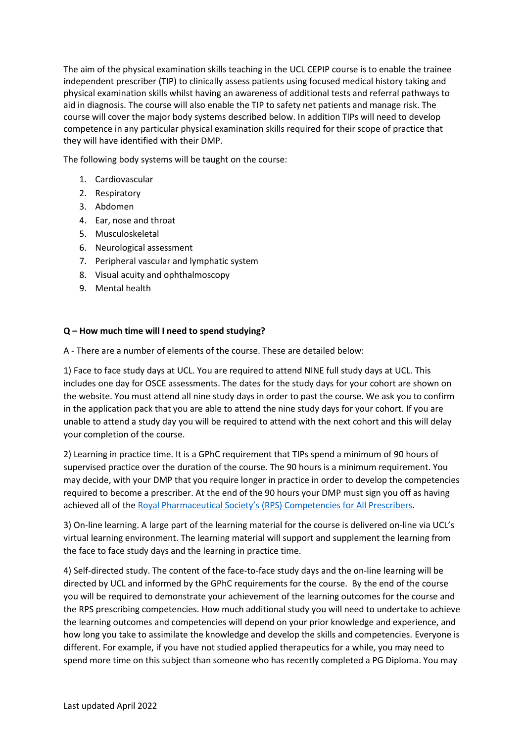The aim of the physical examination skills teaching in the UCL CEPIP course is to enable the trainee independent prescriber (TIP) to clinically assess patients using focused medical history taking and physical examination skills whilst having an awareness of additional tests and referral pathways to aid in diagnosis. The course will also enable the TIP to safety net patients and manage risk. The course will cover the major body systems described below. In addition TIPs will need to develop competence in any particular physical examination skills required for their scope of practice that they will have identified with their DMP.

The following body systems will be taught on the course:

1. Cardiovascular
2. Respiratory
3. Abdomen
4. Ear, nose and throat
5. Musculoskeletal
6. Neurological assessment
7. Peripheral vascular and lymphatic system
8. Visual acuity and ophthalmoscopy
9. Mental health

**Q – How much time will I need to spend studying?**

A - There are a number of elements of the course. These are detailed below:

1) Face to face study days at UCL. You are required to attend NINE full study days at UCL. This includes one day for OSCE assessments. The dates for the study days for your cohort are shown on the website. You must attend all nine study days in order to past the course. We ask you to confirm in the application pack that you are able to attend the nine study days for your cohort. If you are unable to attend a study day you will be required to attend with the next cohort and this will delay your completion of the course.

2) Learning in practice time. It is a GPhC requirement that TIPs spend a minimum of 90 hours of supervised practice over the duration of the course. The 90 hours is a minimum requirement. You may decide, with your DMP that you require longer in practice in order to develop the competencies required to become a prescriber. At the end of the 90 hours your DMP must sign you off as having achieved all of the Royal Pharmaceutical Society's (RPS) Competencies for All Prescribers.

3) On-line learning. A large part of the learning material for the course is delivered on-line via UCL's virtual learning environment. The learning material will support and supplement the learning from the face to face study days and the learning in practice time.

4) Self-directed study. The content of the face-to-face study days and the on-line learning will be directed by UCL and informed by the GPhC requirements for the course. By the end of the course you will be required to demonstrate your achievement of the learning outcomes for the course and the RPS prescribing competencies. How much additional study you will need to undertake to achieve the learning outcomes and competencies will depend on your prior knowledge and experience, and how long you take to assimilate the knowledge and develop the skills and competencies. Everyone is different. For example, if you have not studied applied therapeutics for a while, you may need to spend more time on this subject than someone who has recently completed a PG Diploma. You may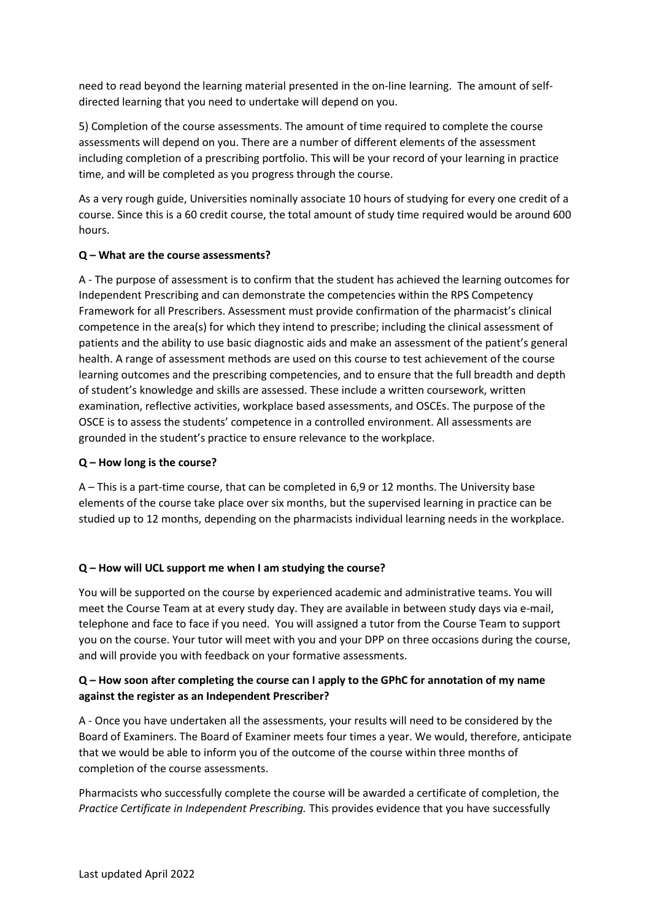need to read beyond the learning material presented in the on-line learning. The amount of self-directed learning that you need to undertake will depend on you.

5) Completion of the course assessments. The amount of time required to complete the course assessments will depend on you. There are a number of different elements of the assessment including completion of a prescribing portfolio. This will be your record of your learning in practice time, and will be completed as you progress through the course.

As a very rough guide, Universities nominally associate 10 hours of studying for every one credit of a course. Since this is a 60 credit course, the total amount of study time required would be around 600 hours.

**Q – What are the course assessments?**

A - The purpose of assessment is to confirm that the student has achieved the learning outcomes for Independent Prescribing and can demonstrate the competencies within the RPS Competency Framework for all Prescribers. Assessment must provide confirmation of the pharmacist's clinical competence in the area(s) for which they intend to prescribe; including the clinical assessment of patients and the ability to use basic diagnostic aids and make an assessment of the patient's general health. A range of assessment methods are used on this course to test achievement of the course learning outcomes and the prescribing competencies, and to ensure that the full breadth and depth of student's knowledge and skills are assessed. These include a written coursework, written examination, reflective activities, workplace based assessments, and OSCEs. The purpose of the OSCE is to assess the students' competence in a controlled environment. All assessments are grounded in the student's practice to ensure relevance to the workplace.

**Q – How long is the course?**

A – This is a part-time course, that can be completed in 6,9 or 12 months. The University base elements of the course take place over six months, but the supervised learning in practice can be studied up to 12 months, depending on the pharmacists individual learning needs in the workplace.

**Q – How will UCL support me when I am studying the course?**

You will be supported on the course by experienced academic and administrative teams. You will meet the Course Team at at every study day. They are available in between study days via e-mail, telephone and face to face if you need. You will assigned a tutor from the Course Team to support you on the course. Your tutor will meet with you and your DPP on three occasions during the course, and will provide you with feedback on your formative assessments.

**Q – How soon after completing the course can I apply to the GPhC for annotation of my name against the register as an Independent Prescriber?**

A - Once you have undertaken all the assessments, your results will need to be considered by the Board of Examiners. The Board of Examiner meets four times a year. We would, therefore, anticipate that we would be able to inform you of the outcome of the course within three months of completion of the course assessments.

Pharmacists who successfully complete the course will be awarded a certificate of completion, the *Practice Certificate in Independent Prescribing.* This provides evidence that you have successfully

Last updated April 2022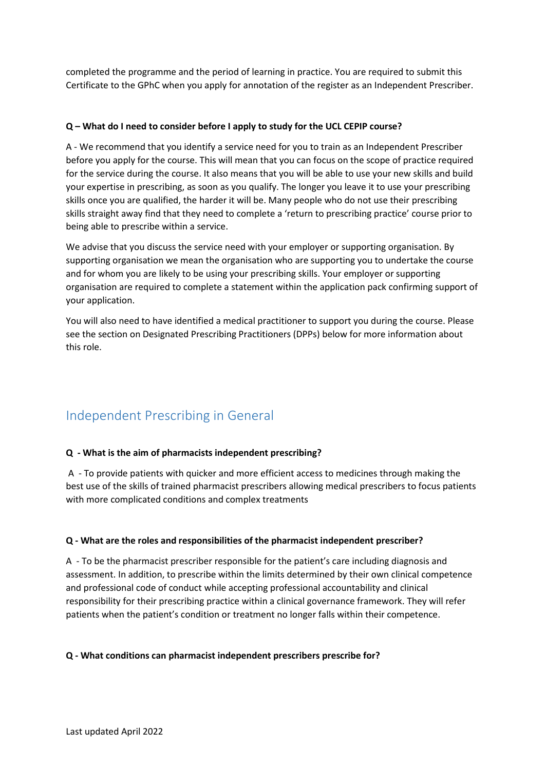completed the programme and the period of learning in practice. You are required to submit this Certificate to the GPhC when you apply for annotation of the register as an Independent Prescriber.

**Q – What do I need to consider before I apply to study for the UCL CEPIP course?**

A - We recommend that you identify a service need for you to train as an Independent Prescriber before you apply for the course. This will mean that you can focus on the scope of practice required for the service during the course. It also means that you will be able to use your new skills and build your expertise in prescribing, as soon as you qualify. The longer you leave it to use your prescribing skills once you are qualified, the harder it will be. Many people who do not use their prescribing skills straight away find that they need to complete a 'return to prescribing practice' course prior to being able to prescribe within a service.

We advise that you discuss the service need with your employer or supporting organisation. By supporting organisation we mean the organisation who are supporting you to undertake the course and for whom you are likely to be using your prescribing skills. Your employer or supporting organisation are required to complete a statement within the application pack confirming support of your application.

You will also need to have identified a medical practitioner to support you during the course. Please see the section on Designated Prescribing Practitioners (DPPs) below for more information about this role.

## Independent Prescribing in General

**Q - What is the aim of pharmacists independent prescribing?**

A - To provide patients with quicker and more efficient access to medicines through making the best use of the skills of trained pharmacist prescribers allowing medical prescribers to focus patients with more complicated conditions and complex treatments

**Q - What are the roles and responsibilities of the pharmacist independent prescriber?**

A - To be the pharmacist prescriber responsible for the patient's care including diagnosis and assessment. In addition, to prescribe within the limits determined by their own clinical competence and professional code of conduct while accepting professional accountability and clinical responsibility for their prescribing practice within a clinical governance framework. They will refer patients when the patient's condition or treatment no longer falls within their competence.

**Q - What conditions can pharmacist independent prescribers prescribe for?**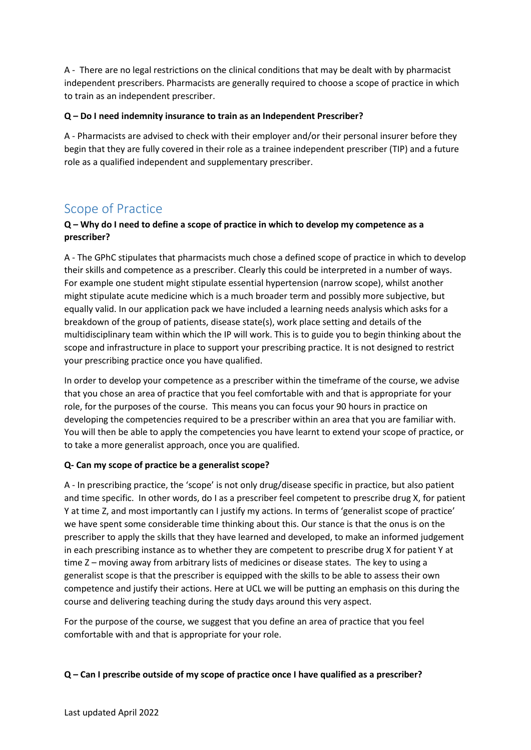A - There are no legal restrictions on the clinical conditions that may be dealt with by pharmacist independent prescribers. Pharmacists are generally required to choose a scope of practice in which to train as an independent prescriber.

**Q – Do I need indemnity insurance to train as an Independent Prescriber?**

A - Pharmacists are advised to check with their employer and/or their personal insurer before they begin that they are fully covered in their role as a trainee independent prescriber (TIP) and a future role as a qualified independent and supplementary prescriber.

## Scope of Practice

**Q – Why do I need to define a scope of practice in which to develop my competence as a prescriber?**

A - The GPhC stipulates that pharmacists much chose a defined scope of practice in which to develop their skills and competence as a prescriber. Clearly this could be interpreted in a number of ways. For example one student might stipulate essential hypertension (narrow scope), whilst another might stipulate acute medicine which is a much broader term and possibly more subjective, but equally valid. In our application pack we have included a learning needs analysis which asks for a breakdown of the group of patients, disease state(s), work place setting and details of the multidisciplinary team within which the IP will work. This is to guide you to begin thinking about the scope and infrastructure in place to support your prescribing practice. It is not designed to restrict your prescribing practice once you have qualified.

In order to develop your competence as a prescriber within the timeframe of the course, we advise that you chose an area of practice that you feel comfortable with and that is appropriate for your role, for the purposes of the course. This means you can focus your 90 hours in practice on developing the competencies required to be a prescriber within an area that you are familiar with. You will then be able to apply the competencies you have learnt to extend your scope of practice, or to take a more generalist approach, once you are qualified.

**Q- Can my scope of practice be a generalist scope?**

A - In prescribing practice, the 'scope' is not only drug/disease specific in practice, but also patient and time specific. In other words, do I as a prescriber feel competent to prescribe drug X, for patient Y at time Z, and most importantly can I justify my actions. In terms of 'generalist scope of practice' we have spent some considerable time thinking about this. Our stance is that the onus is on the prescriber to apply the skills that they have learned and developed, to make an informed judgement in each prescribing instance as to whether they are competent to prescribe drug X for patient Y at time Z – moving away from arbitrary lists of medicines or disease states. The key to using a generalist scope is that the prescriber is equipped with the skills to be able to assess their own competence and justify their actions. Here at UCL we will be putting an emphasis on this during the course and delivering teaching during the study days around this very aspect.

For the purpose of the course, we suggest that you define an area of practice that you feel comfortable with and that is appropriate for your role.

**Q – Can I prescribe outside of my scope of practice once I have qualified as a prescriber?**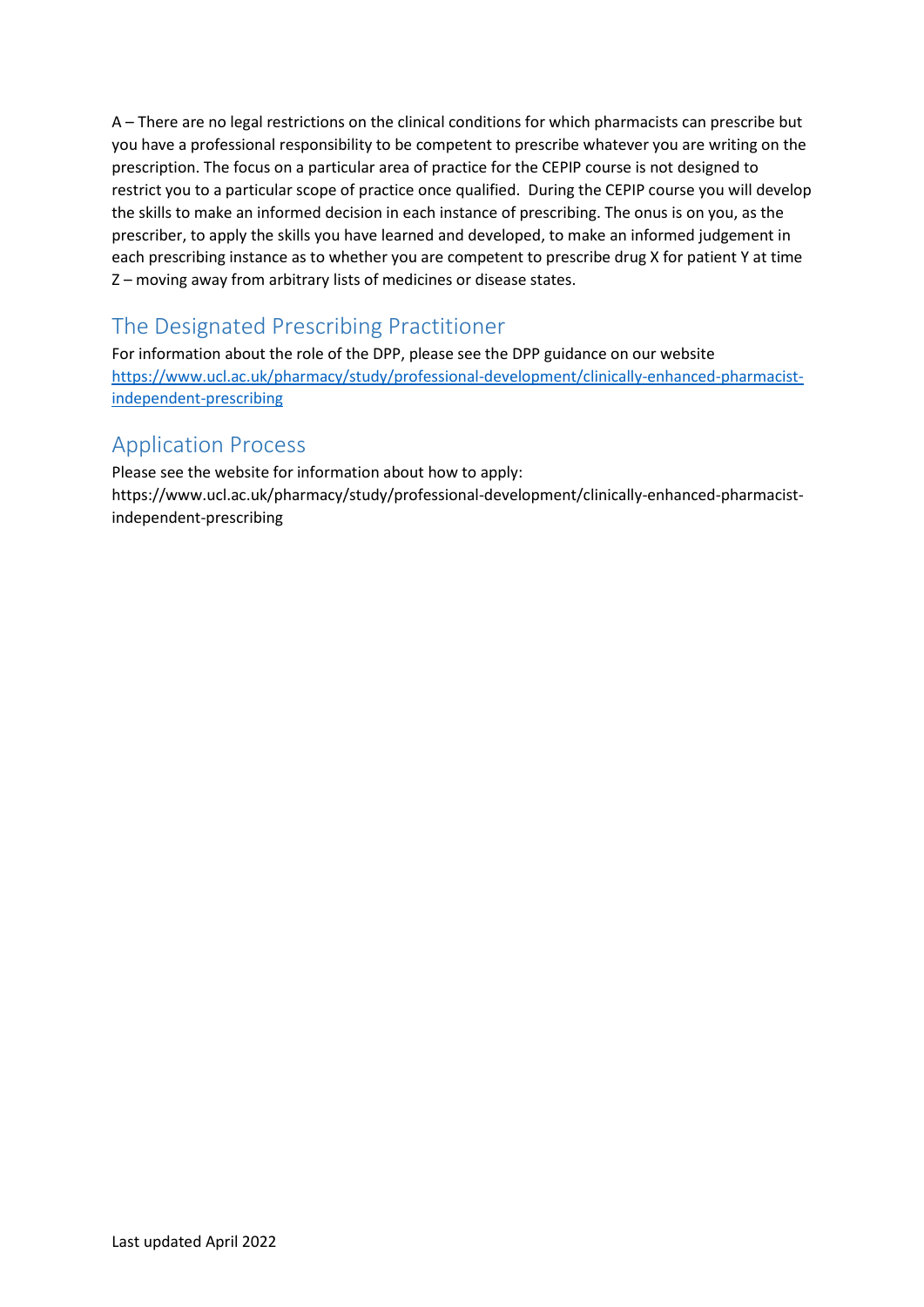A – There are no legal restrictions on the clinical conditions for which pharmacists can prescribe but you have a professional responsibility to be competent to prescribe whatever you are writing on the prescription. The focus on a particular area of practice for the CEPIP course is not designed to restrict you to a particular scope of practice once qualified. During the CEPIP course you will develop the skills to make an informed decision in each instance of prescribing. The onus is on you, as the prescriber, to apply the skills you have learned and developed, to make an informed judgement in each prescribing instance as to whether you are competent to prescribe drug X for patient Y at time Z – moving away from arbitrary lists of medicines or disease states.

## The Designated Prescribing Practitioner

For information about the role of the DPP, please see the DPP guidance on our website [https://www.ucl.ac.uk/pharmacy/study/professional-development/clinically-enhanced-pharmacist-independent-prescribing](https://www.ucl.ac.uk/pharmacy/study/professional-development/clinically-enhanced-pharmacist-independent-prescribing)

## Application Process

Please see the website for information about how to apply:
https://www.ucl.ac.uk/pharmacy/study/professional-development/clinically-enhanced-pharmacist-independent-prescribing

Last updated April 2022